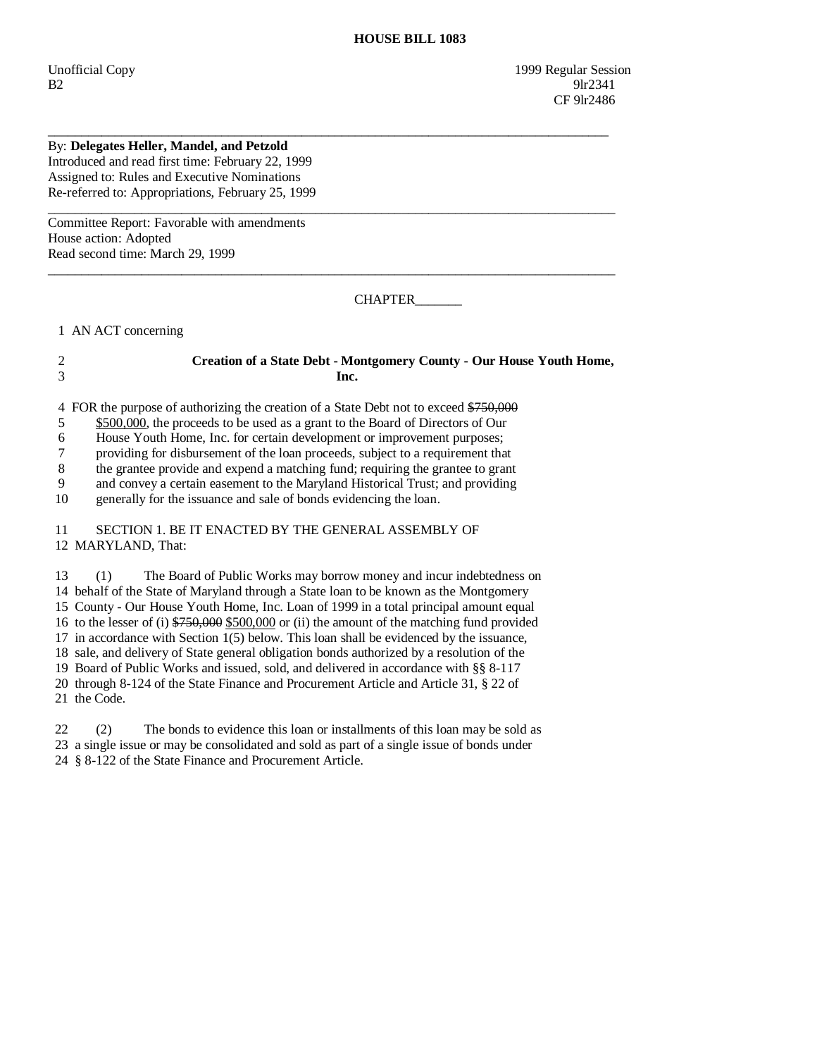**HOUSE BILL 1083**

Unofficial Copy 1999 Regular Session
B2 9lr2341
CF 9lr2486

---

By: **Delegates Heller, Mandel, and Petzold**
Introduced and read first time: February 22, 1999
Assigned to: Rules and Executive Nominations
Re-referred to: Appropriations, February 25, 1999

---

Committee Report: Favorable with amendments
House action: Adopted
Read second time: March 29, 1999

---

CHAPTER_______

1 AN ACT concerning

2 **Creation of a State Debt - Montgomery County - Our House Youth Home,**
3 **Inc.**

4 FOR the purpose of authorizing the creation of a State Debt not to exceed ~~$750,000~~
5 <u>$500,000</u>, the proceeds to be used as a grant to the Board of Directors of Our
6 House Youth Home, Inc. for certain development or improvement purposes;
7 providing for disbursement of the loan proceeds, subject to a requirement that
8 the grantee provide and expend a matching fund; requiring the grantee to grant
9 and convey a certain easement to the Maryland Historical Trust; and providing
10 generally for the issuance and sale of bonds evidencing the loan.

11 SECTION 1. BE IT ENACTED BY THE GENERAL ASSEMBLY OF
12 MARYLAND, That:

13 (1) The Board of Public Works may borrow money and incur indebtedness on
14 behalf of the State of Maryland through a State loan to be known as the Montgomery
15 County - Our House Youth Home, Inc. Loan of 1999 in a total principal amount equal
16 to the lesser of (i) ~~$750,000~~ <u>$500,000</u> or (ii) the amount of the matching fund provided
17 in accordance with Section 1(5) below. This loan shall be evidenced by the issuance,
18 sale, and delivery of State general obligation bonds authorized by a resolution of the
19 Board of Public Works and issued, sold, and delivered in accordance with §§ 8-117
20 through 8-124 of the State Finance and Procurement Article and Article 31, § 22 of
21 the Code.

22 (2) The bonds to evidence this loan or installments of this loan may be sold as
23 a single issue or may be consolidated and sold as part of a single issue of bonds under
24 § 8-122 of the State Finance and Procurement Article.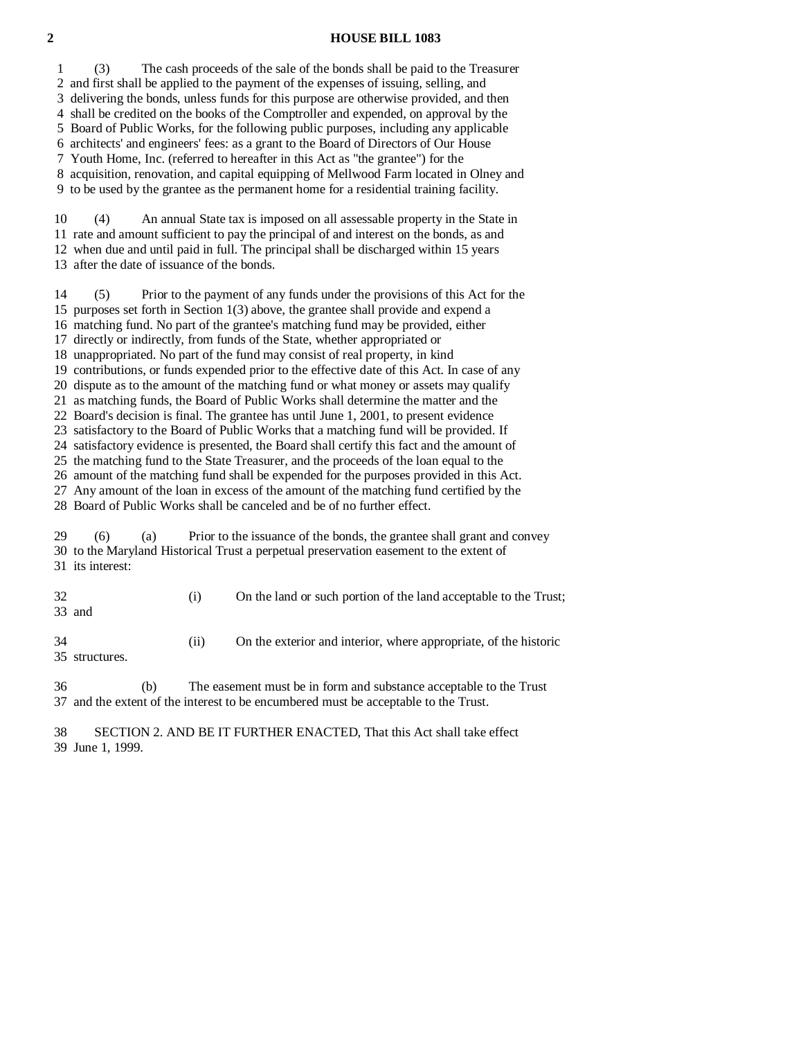(3) The cash proceeds of the sale of the bonds shall be paid to the Treasurer and first shall be applied to the payment of the expenses of issuing, selling, and delivering the bonds, unless funds for this purpose are otherwise provided, and then shall be credited on the books of the Comptroller and expended, on approval by the Board of Public Works, for the following public purposes, including any applicable architects' and engineers' fees: as a grant to the Board of Directors of Our House Youth Home, Inc. (referred to hereafter in this Act as "the grantee") for the acquisition, renovation, and capital equipping of Mellwood Farm located in Olney and to be used by the grantee as the permanent home for a residential training facility.

(4) An annual State tax is imposed on all assessable property in the State in rate and amount sufficient to pay the principal of and interest on the bonds, as and when due and until paid in full. The principal shall be discharged within 15 years after the date of issuance of the bonds.

(5) Prior to the payment of any funds under the provisions of this Act for the purposes set forth in Section 1(3) above, the grantee shall provide and expend a matching fund. No part of the grantee's matching fund may be provided, either directly or indirectly, from funds of the State, whether appropriated or unappropriated. No part of the fund may consist of real property, in kind contributions, or funds expended prior to the effective date of this Act. In case of any dispute as to the amount of the matching fund or what money or assets may qualify as matching funds, the Board of Public Works shall determine the matter and the Board's decision is final. The grantee has until June 1, 2001, to present evidence satisfactory to the Board of Public Works that a matching fund will be provided. If satisfactory evidence is presented, the Board shall certify this fact and the amount of the matching fund to the State Treasurer, and the proceeds of the loan equal to the amount of the matching fund shall be expended for the purposes provided in this Act. Any amount of the loan in excess of the amount of the matching fund certified by the Board of Public Works shall be canceled and be of no further effect.

(6) (a) Prior to the issuance of the bonds, the grantee shall grant and convey to the Maryland Historical Trust a perpetual preservation easement to the extent of its interest:

(i) On the land or such portion of the land acceptable to the Trust; and

(ii) On the exterior and interior, where appropriate, of the historic structures.

(b) The easement must be in form and substance acceptable to the Trust and the extent of the interest to be encumbered must be acceptable to the Trust.

SECTION 2. AND BE IT FURTHER ENACTED, That this Act shall take effect June 1, 1999.